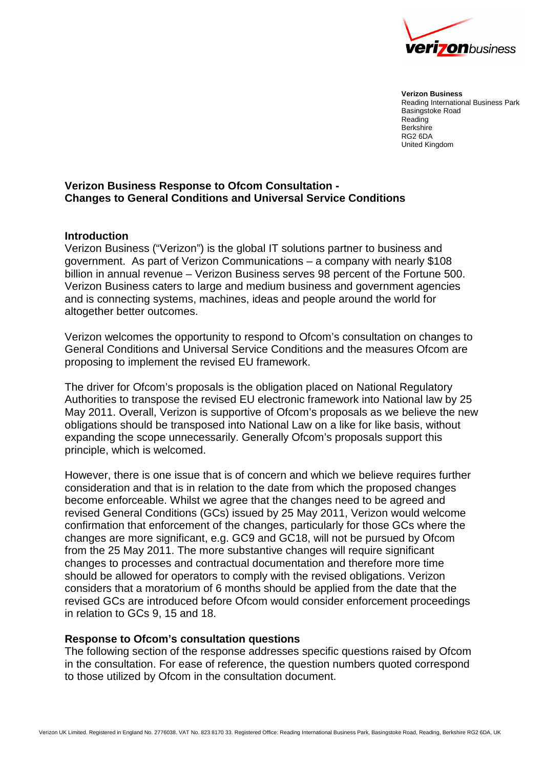**Verizon Business**
Reading International Business Park
Basingstoke Road
Reading
Berkshire
RG2 6DA
United Kingdom

## Verizon Business Response to Ofcom Consultation - Changes to General Conditions and Universal Service Conditions

### Introduction

Verizon Business ("Verizon") is the global IT solutions partner to business and government. As part of Verizon Communications – a company with nearly $108 billion in annual revenue – Verizon Business serves 98 percent of the Fortune 500. Verizon Business caters to large and medium business and government agencies and is connecting systems, machines, ideas and people around the world for altogether better outcomes.

Verizon welcomes the opportunity to respond to Ofcom's consultation on changes to General Conditions and Universal Service Conditions and the measures Ofcom are proposing to implement the revised EU framework.

The driver for Ofcom's proposals is the obligation placed on National Regulatory Authorities to transpose the revised EU electronic framework into National law by 25 May 2011. Overall, Verizon is supportive of Ofcom's proposals as we believe the new obligations should be transposed into National Law on a like for like basis, without expanding the scope unnecessarily. Generally Ofcom's proposals support this principle, which is welcomed.

However, there is one issue that is of concern and which we believe requires further consideration and that is in relation to the date from which the proposed changes become enforceable. Whilst we agree that the changes need to be agreed and revised General Conditions (GCs) issued by 25 May 2011, Verizon would welcome confirmation that enforcement of the changes, particularly for those GCs where the changes are more significant, e.g. GC9 and GC18, will not be pursued by Ofcom from the 25 May 2011. The more substantive changes will require significant changes to processes and contractual documentation and therefore more time should be allowed for operators to comply with the revised obligations. Verizon considers that a moratorium of 6 months should be applied from the date that the revised GCs are introduced before Ofcom would consider enforcement proceedings in relation to GCs 9, 15 and 18.

### Response to Ofcom's consultation questions

The following section of the response addresses specific questions raised by Ofcom in the consultation. For ease of reference, the question numbers quoted correspond to those utilized by Ofcom in the consultation document.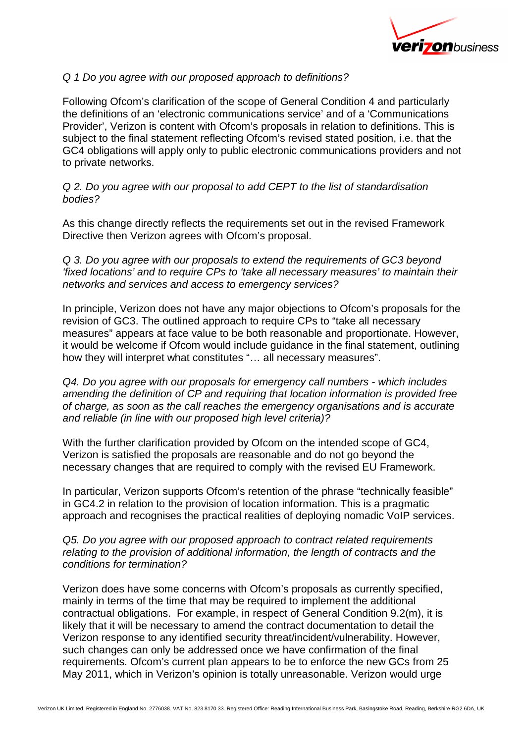*Q 1 Do you agree with our proposed approach to definitions?*

Following Ofcom's clarification of the scope of General Condition 4 and particularly the definitions of an 'electronic communications service' and of a 'Communications Provider', Verizon is content with Ofcom's proposals in relation to definitions. This is subject to the final statement reflecting Ofcom's revised stated position, i.e. that the GC4 obligations will apply only to public electronic communications providers and not to private networks.

*Q 2. Do you agree with our proposal to add CEPT to the list of standardisation bodies?*

As this change directly reflects the requirements set out in the revised Framework Directive then Verizon agrees with Ofcom's proposal.

*Q 3. Do you agree with our proposals to extend the requirements of GC3 beyond 'fixed locations' and to require CPs to 'take all necessary measures' to maintain their networks and services and access to emergency services?*

In principle, Verizon does not have any major objections to Ofcom's proposals for the revision of GC3. The outlined approach to require CPs to "take all necessary measures" appears at face value to be both reasonable and proportionate. However, it would be welcome if Ofcom would include guidance in the final statement, outlining how they will interpret what constitutes "… all necessary measures".

*Q4. Do you agree with our proposals for emergency call numbers - which includes amending the definition of CP and requiring that location information is provided free of charge, as soon as the call reaches the emergency organisations and is accurate and reliable (in line with our proposed high level criteria)?*

With the further clarification provided by Ofcom on the intended scope of GC4, Verizon is satisfied the proposals are reasonable and do not go beyond the necessary changes that are required to comply with the revised EU Framework.

In particular, Verizon supports Ofcom's retention of the phrase "technically feasible" in GC4.2 in relation to the provision of location information. This is a pragmatic approach and recognises the practical realities of deploying nomadic VoIP services.

*Q5. Do you agree with our proposed approach to contract related requirements relating to the provision of additional information, the length of contracts and the conditions for termination?*

Verizon does have some concerns with Ofcom's proposals as currently specified, mainly in terms of the time that may be required to implement the additional contractual obligations. For example, in respect of General Condition 9.2(m), it is likely that it will be necessary to amend the contract documentation to detail the Verizon response to any identified security threat/incident/vulnerability. However, such changes can only be addressed once we have confirmation of the final requirements. Ofcom's current plan appears to be to enforce the new GCs from 25 May 2011, which in Verizon's opinion is totally unreasonable. Verizon would urge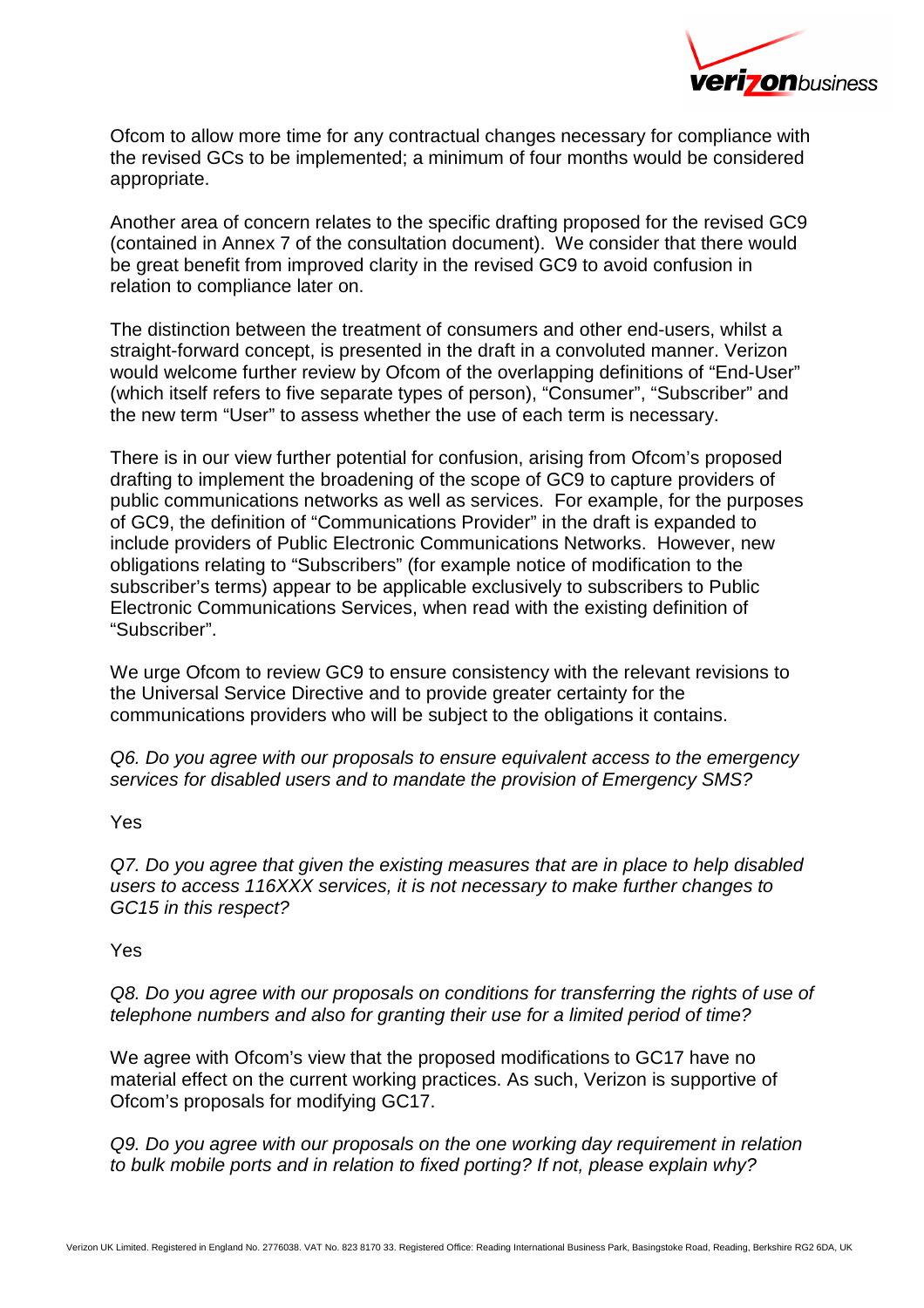Ofcom to allow more time for any contractual changes necessary for compliance with the revised GCs to be implemented; a minimum of four months would be considered appropriate.

Another area of concern relates to the specific drafting proposed for the revised GC9 (contained in Annex 7 of the consultation document). We consider that there would be great benefit from improved clarity in the revised GC9 to avoid confusion in relation to compliance later on.

The distinction between the treatment of consumers and other end-users, whilst a straight-forward concept, is presented in the draft in a convoluted manner. Verizon would welcome further review by Ofcom of the overlapping definitions of "End-User" (which itself refers to five separate types of person), "Consumer", "Subscriber" and the new term "User" to assess whether the use of each term is necessary.

There is in our view further potential for confusion, arising from Ofcom's proposed drafting to implement the broadening of the scope of GC9 to capture providers of public communications networks as well as services. For example, for the purposes of GC9, the definition of "Communications Provider" in the draft is expanded to include providers of Public Electronic Communications Networks. However, new obligations relating to "Subscribers" (for example notice of modification to the subscriber's terms) appear to be applicable exclusively to subscribers to Public Electronic Communications Services, when read with the existing definition of "Subscriber".

We urge Ofcom to review GC9 to ensure consistency with the relevant revisions to the Universal Service Directive and to provide greater certainty for the communications providers who will be subject to the obligations it contains.

*Q6. Do you agree with our proposals to ensure equivalent access to the emergency services for disabled users and to mandate the provision of Emergency SMS?*

Yes

*Q7. Do you agree that given the existing measures that are in place to help disabled users to access 116XXX services, it is not necessary to make further changes to GC15 in this respect?*

Yes

*Q8. Do you agree with our proposals on conditions for transferring the rights of use of telephone numbers and also for granting their use for a limited period of time?*

We agree with Ofcom's view that the proposed modifications to GC17 have no material effect on the current working practices. As such, Verizon is supportive of Ofcom's proposals for modifying GC17.

*Q9. Do you agree with our proposals on the one working day requirement in relation to bulk mobile ports and in relation to fixed porting? If not, please explain why?*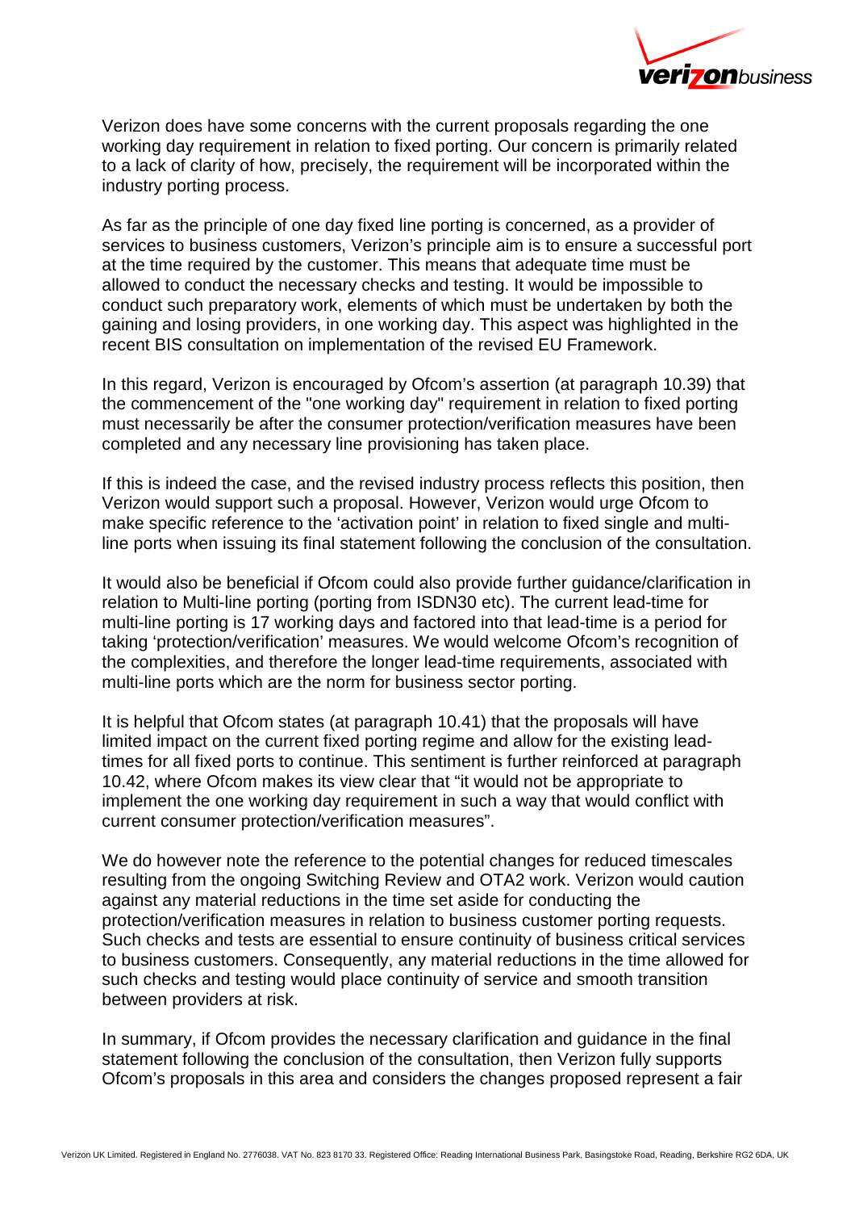Verizon does have some concerns with the current proposals regarding the one working day requirement in relation to fixed porting. Our concern is primarily related to a lack of clarity of how, precisely, the requirement will be incorporated within the industry porting process.

As far as the principle of one day fixed line porting is concerned, as a provider of services to business customers, Verizon's principle aim is to ensure a successful port at the time required by the customer. This means that adequate time must be allowed to conduct the necessary checks and testing. It would be impossible to conduct such preparatory work, elements of which must be undertaken by both the gaining and losing providers, in one working day. This aspect was highlighted in the recent BIS consultation on implementation of the revised EU Framework.

In this regard, Verizon is encouraged by Ofcom's assertion (at paragraph 10.39) that the commencement of the "one working day" requirement in relation to fixed porting must necessarily be after the consumer protection/verification measures have been completed and any necessary line provisioning has taken place.

If this is indeed the case, and the revised industry process reflects this position, then Verizon would support such a proposal. However, Verizon would urge Ofcom to make specific reference to the 'activation point' in relation to fixed single and multi-line ports when issuing its final statement following the conclusion of the consultation.

It would also be beneficial if Ofcom could also provide further guidance/clarification in relation to Multi-line porting (porting from ISDN30 etc). The current lead-time for multi-line porting is 17 working days and factored into that lead-time is a period for taking 'protection/verification' measures. We would welcome Ofcom's recognition of the complexities, and therefore the longer lead-time requirements, associated with multi-line ports which are the norm for business sector porting.

It is helpful that Ofcom states (at paragraph 10.41) that the proposals will have limited impact on the current fixed porting regime and allow for the existing lead-times for all fixed ports to continue. This sentiment is further reinforced at paragraph 10.42, where Ofcom makes its view clear that "it would not be appropriate to implement the one working day requirement in such a way that would conflict with current consumer protection/verification measures".

We do however note the reference to the potential changes for reduced timescales resulting from the ongoing Switching Review and OTA2 work. Verizon would caution against any material reductions in the time set aside for conducting the protection/verification measures in relation to business customer porting requests. Such checks and tests are essential to ensure continuity of business critical services to business customers. Consequently, any material reductions in the time allowed for such checks and testing would place continuity of service and smooth transition between providers at risk.

In summary, if Ofcom provides the necessary clarification and guidance in the final statement following the conclusion of the consultation, then Verizon fully supports Ofcom's proposals in this area and considers the changes proposed represent a fair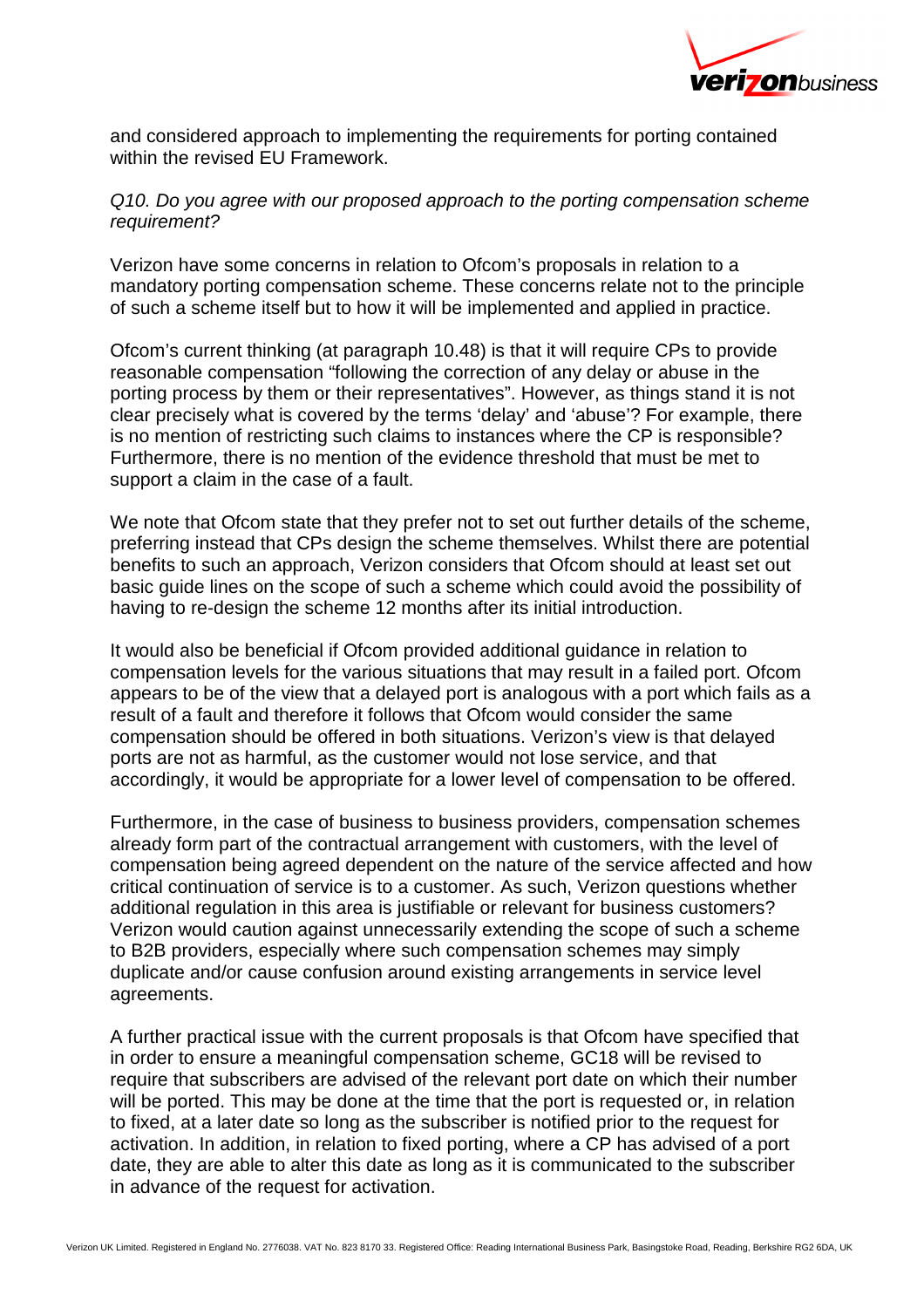and considered approach to implementing the requirements for porting contained within the revised EU Framework.

*Q10. Do you agree with our proposed approach to the porting compensation scheme requirement?*

Verizon have some concerns in relation to Ofcom's proposals in relation to a mandatory porting compensation scheme. These concerns relate not to the principle of such a scheme itself but to how it will be implemented and applied in practice.

Ofcom's current thinking (at paragraph 10.48) is that it will require CPs to provide reasonable compensation "following the correction of any delay or abuse in the porting process by them or their representatives". However, as things stand it is not clear precisely what is covered by the terms 'delay' and 'abuse'? For example, there is no mention of restricting such claims to instances where the CP is responsible? Furthermore, there is no mention of the evidence threshold that must be met to support a claim in the case of a fault.

We note that Ofcom state that they prefer not to set out further details of the scheme, preferring instead that CPs design the scheme themselves. Whilst there are potential benefits to such an approach, Verizon considers that Ofcom should at least set out basic guide lines on the scope of such a scheme which could avoid the possibility of having to re-design the scheme 12 months after its initial introduction.

It would also be beneficial if Ofcom provided additional guidance in relation to compensation levels for the various situations that may result in a failed port. Ofcom appears to be of the view that a delayed port is analogous with a port which fails as a result of a fault and therefore it follows that Ofcom would consider the same compensation should be offered in both situations. Verizon's view is that delayed ports are not as harmful, as the customer would not lose service, and that accordingly, it would be appropriate for a lower level of compensation to be offered.

Furthermore, in the case of business to business providers, compensation schemes already form part of the contractual arrangement with customers, with the level of compensation being agreed dependent on the nature of the service affected and how critical continuation of service is to a customer. As such, Verizon questions whether additional regulation in this area is justifiable or relevant for business customers? Verizon would caution against unnecessarily extending the scope of such a scheme to B2B providers, especially where such compensation schemes may simply duplicate and/or cause confusion around existing arrangements in service level agreements.

A further practical issue with the current proposals is that Ofcom have specified that in order to ensure a meaningful compensation scheme, GC18 will be revised to require that subscribers are advised of the relevant port date on which their number will be ported. This may be done at the time that the port is requested or, in relation to fixed, at a later date so long as the subscriber is notified prior to the request for activation. In addition, in relation to fixed porting, where a CP has advised of a port date, they are able to alter this date as long as it is communicated to the subscriber in advance of the request for activation.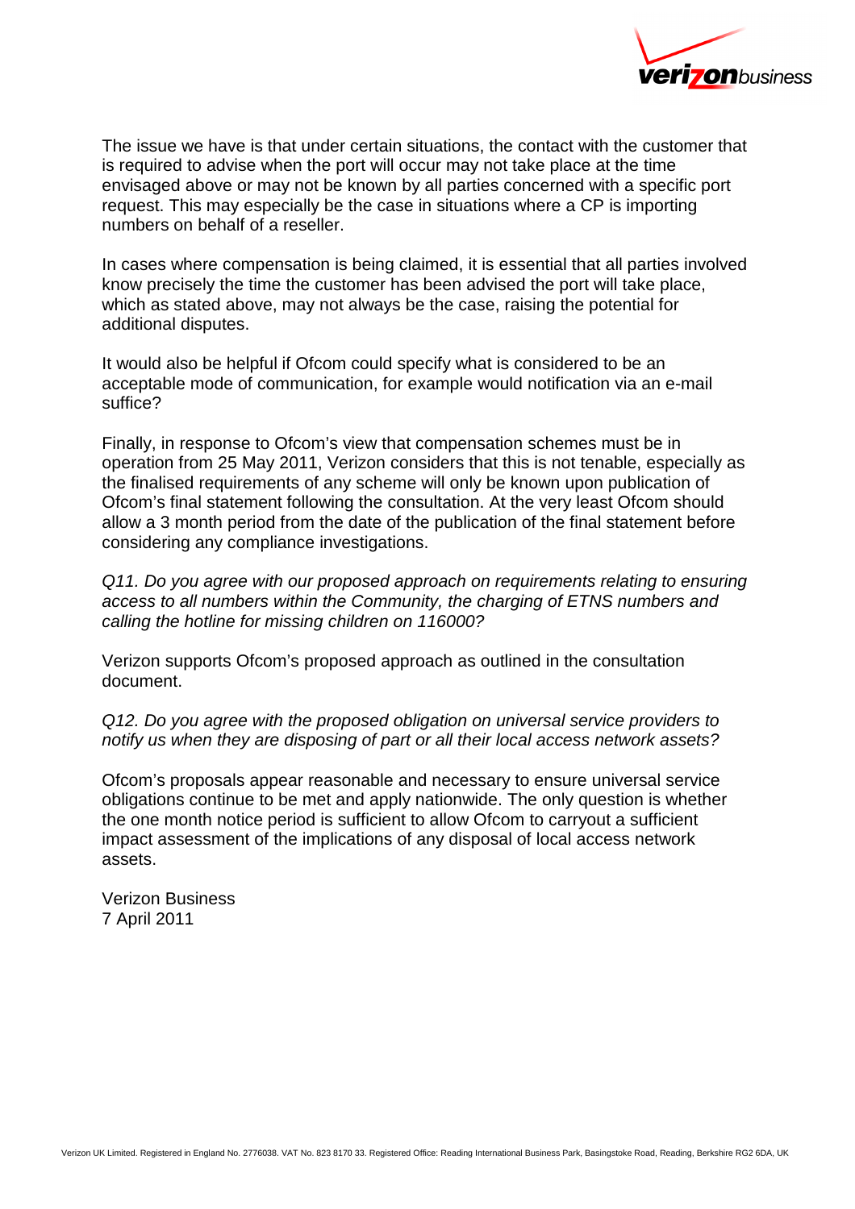The issue we have is that under certain situations, the contact with the customer that is required to advise when the port will occur may not take place at the time envisaged above or may not be known by all parties concerned with a specific port request. This may especially be the case in situations where a CP is importing numbers on behalf of a reseller.

In cases where compensation is being claimed, it is essential that all parties involved know precisely the time the customer has been advised the port will take place, which as stated above, may not always be the case, raising the potential for additional disputes.

It would also be helpful if Ofcom could specify what is considered to be an acceptable mode of communication, for example would notification via an e-mail suffice?

Finally, in response to Ofcom's view that compensation schemes must be in operation from 25 May 2011, Verizon considers that this is not tenable, especially as the finalised requirements of any scheme will only be known upon publication of Ofcom's final statement following the consultation. At the very least Ofcom should allow a 3 month period from the date of the publication of the final statement before considering any compliance investigations.

*Q11. Do you agree with our proposed approach on requirements relating to ensuring access to all numbers within the Community, the charging of ETNS numbers and calling the hotline for missing children on 116000?*

Verizon supports Ofcom's proposed approach as outlined in the consultation document.

*Q12. Do you agree with the proposed obligation on universal service providers to notify us when they are disposing of part or all their local access network assets?*

Ofcom's proposals appear reasonable and necessary to ensure universal service obligations continue to be met and apply nationwide. The only question is whether the one month notice period is sufficient to allow Ofcom to carryout a sufficient impact assessment of the implications of any disposal of local access network assets.

Verizon Business
7 April 2011